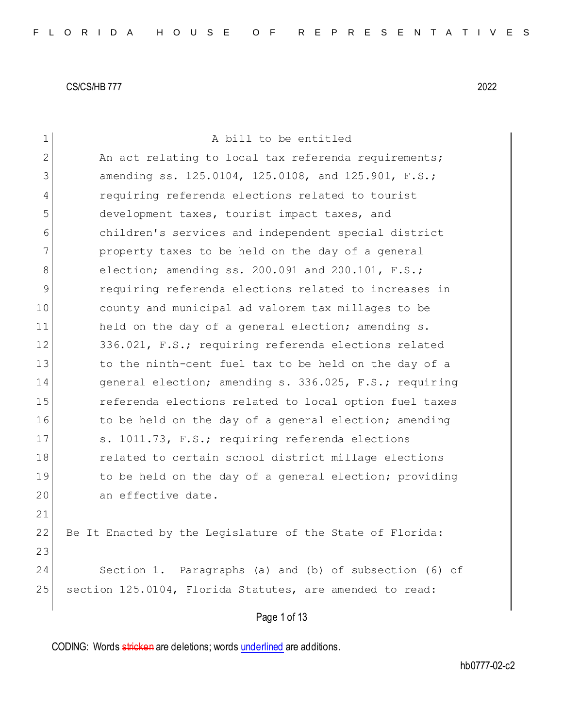CS/CS/HB 777 2022

A bill to be entitled

An act relating to local tax referenda requirements; amending ss. 125.0104, 125.0108, and 125.901, F.S.; requiring referenda elections related to tourist development taxes, tourist impact taxes, and children's services and independent special district property taxes to be held on the day of a general election; amending ss. 200.091 and 200.101, F.S.; requiring referenda elections related to increases in county and municipal ad valorem tax millages to be held on the day of a general election; amending s. 336.021, F.S.; requiring referenda elections related to the ninth-cent fuel tax to be held on the day of a general election; amending s. 336.025, F.S.; requiring referenda elections related to local option fuel taxes to be held on the day of a general election; amending s. 1011.73, F.S.; requiring referenda elections related to certain school district millage elections to be held on the day of a general election; providing an effective date.

Be It Enacted by the Legislature of the State of Florida:

Section 1. Paragraphs (a) and (b) of subsection (6) of section 125.0104, Florida Statutes, are amended to read:

CODING: Words ~~stricken~~ are deletions; words underlined are additions.

hb0777-02-c2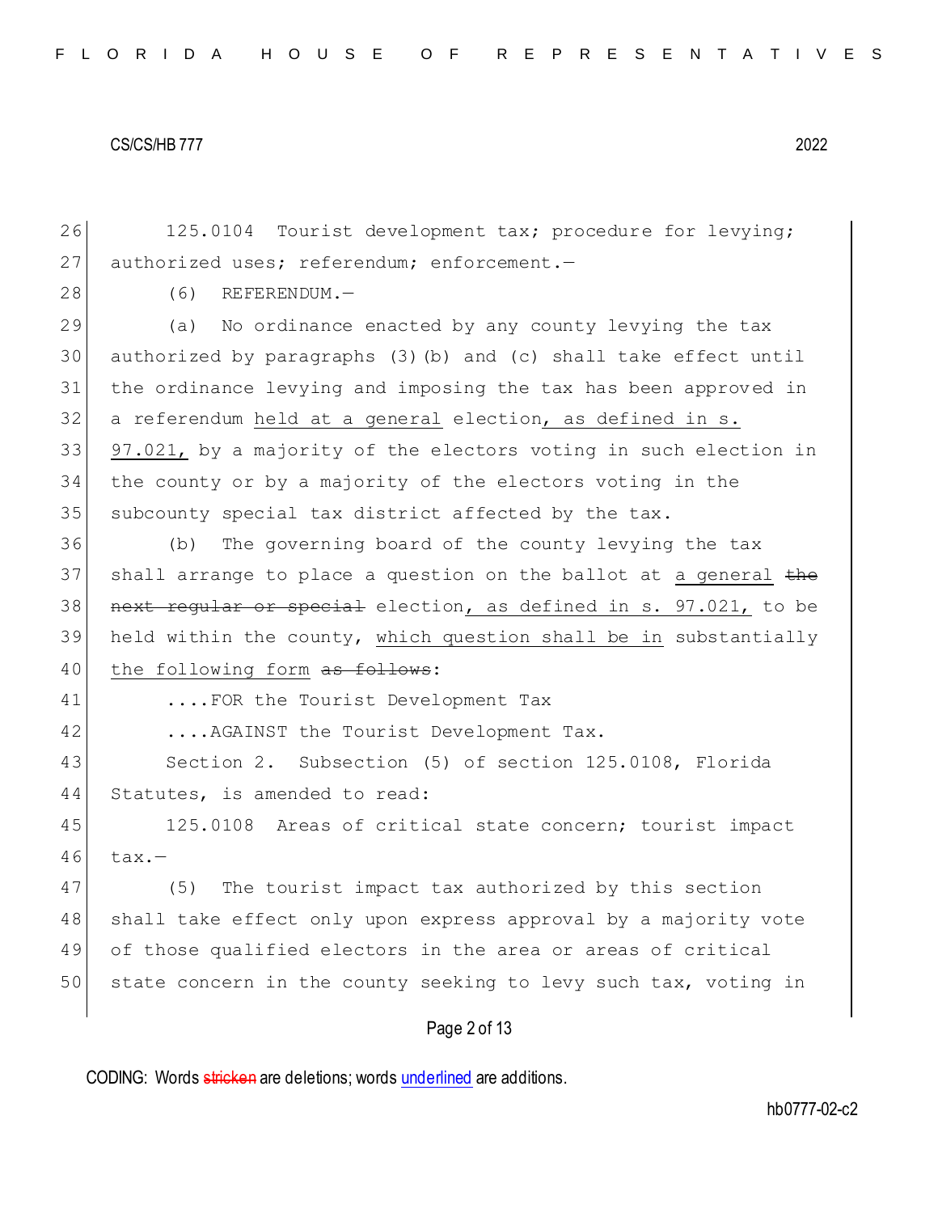125.0104 Tourist development tax; procedure for levying; authorized uses; referendum; enforcement.—

(6) REFERENDUM.—

(a) No ordinance enacted by any county levying the tax authorized by paragraphs (3)(b) and (c) shall take effect until the ordinance levying and imposing the tax has been approved in a referendum <u>held at a general</u> election<u>, as defined in s. 97.021,</u> by a majority of the electors voting in such election in the county or by a majority of the electors voting in the subcounty special tax district affected by the tax.

(b) The governing board of the county levying the tax shall arrange to place a question on the ballot at <u>a general</u> ~~the next regular or special~~ election<u>, as defined in s. 97.021,</u> to be held within the county, <u>which question shall be in</u> substantially <u>the following form</u> ~~as follows~~:

....FOR the Tourist Development Tax

....AGAINST the Tourist Development Tax.

Section 2. Subsection (5) of section 125.0108, Florida Statutes, is amended to read:

125.0108 Areas of critical state concern; tourist impact tax.—

(5) The tourist impact tax authorized by this section shall take effect only upon express approval by a majority vote of those qualified electors in the area or areas of critical state concern in the county seeking to levy such tax, voting in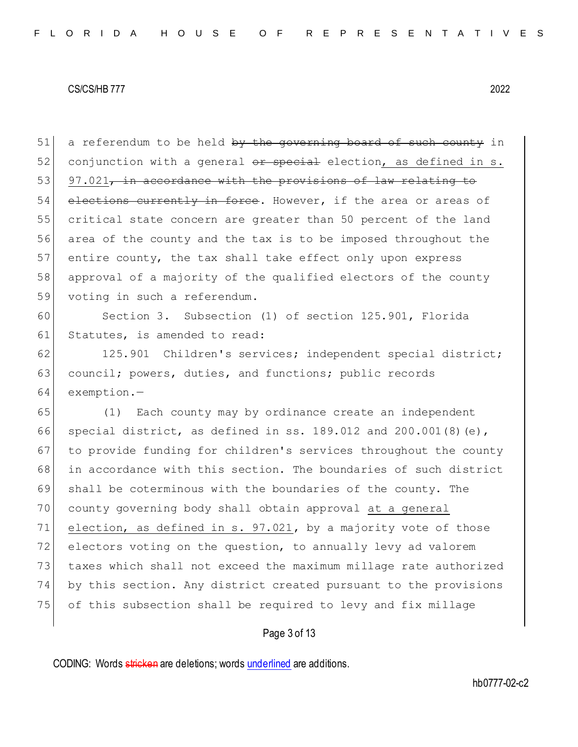a referendum to be held ~~by the governing board of such county~~ in conjunction with a general ~~or special~~ election<u>, as defined in s. 97.021</u>~~, in accordance with the provisions of law relating to elections currently in force~~. However, if the area or areas of critical state concern are greater than 50 percent of the land area of the county and the tax is to be imposed throughout the entire county, the tax shall take effect only upon express approval of a majority of the qualified electors of the county voting in such a referendum.

Section 3. Subsection (1) of section 125.901, Florida Statutes, is amended to read:

125.901 Children's services; independent special district; council; powers, duties, and functions; public records exemption.—

(1) Each county may by ordinance create an independent special district, as defined in ss. 189.012 and 200.001(8)(e), to provide funding for children's services throughout the county in accordance with this section. The boundaries of such district shall be coterminous with the boundaries of the county. The county governing body shall obtain approval <u>at a general election, as defined in s. 97.021</u>, by a majority vote of those electors voting on the question, to annually levy ad valorem taxes which shall not exceed the maximum millage rate authorized by this section. Any district created pursuant to the provisions of this subsection shall be required to levy and fix millage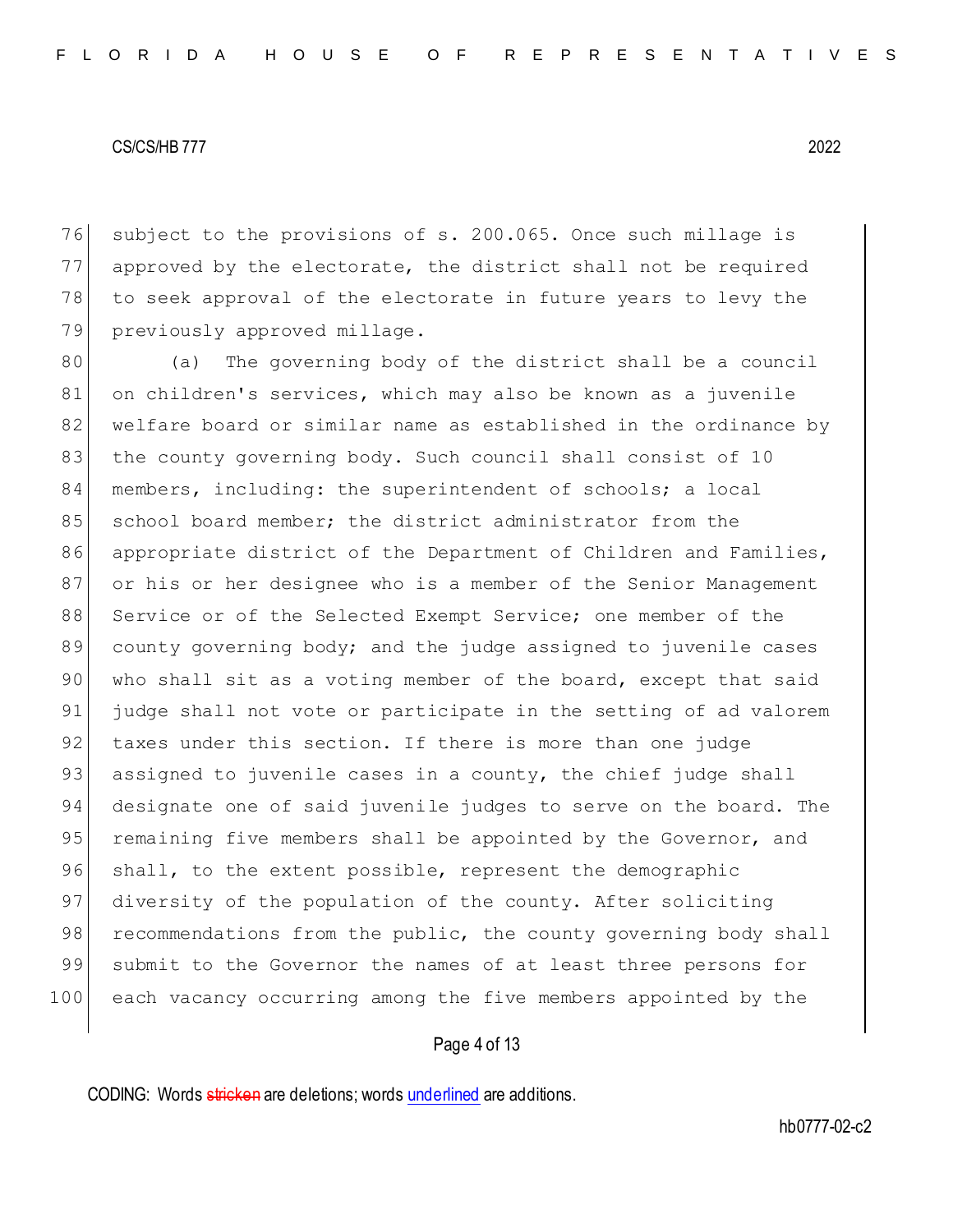subject to the provisions of s. 200.065. Once such millage is approved by the electorate, the district shall not be required to seek approval of the electorate in future years to levy the previously approved millage.

(a) The governing body of the district shall be a council on children's services, which may also be known as a juvenile welfare board or similar name as established in the ordinance by the county governing body. Such council shall consist of 10 members, including: the superintendent of schools; a local school board member; the district administrator from the appropriate district of the Department of Children and Families, or his or her designee who is a member of the Senior Management Service or of the Selected Exempt Service; one member of the county governing body; and the judge assigned to juvenile cases who shall sit as a voting member of the board, except that said judge shall not vote or participate in the setting of ad valorem taxes under this section. If there is more than one judge assigned to juvenile cases in a county, the chief judge shall designate one of said juvenile judges to serve on the board. The remaining five members shall be appointed by the Governor, and shall, to the extent possible, represent the demographic diversity of the population of the county. After soliciting recommendations from the public, the county governing body shall submit to the Governor the names of at least three persons for each vacancy occurring among the five members appointed by the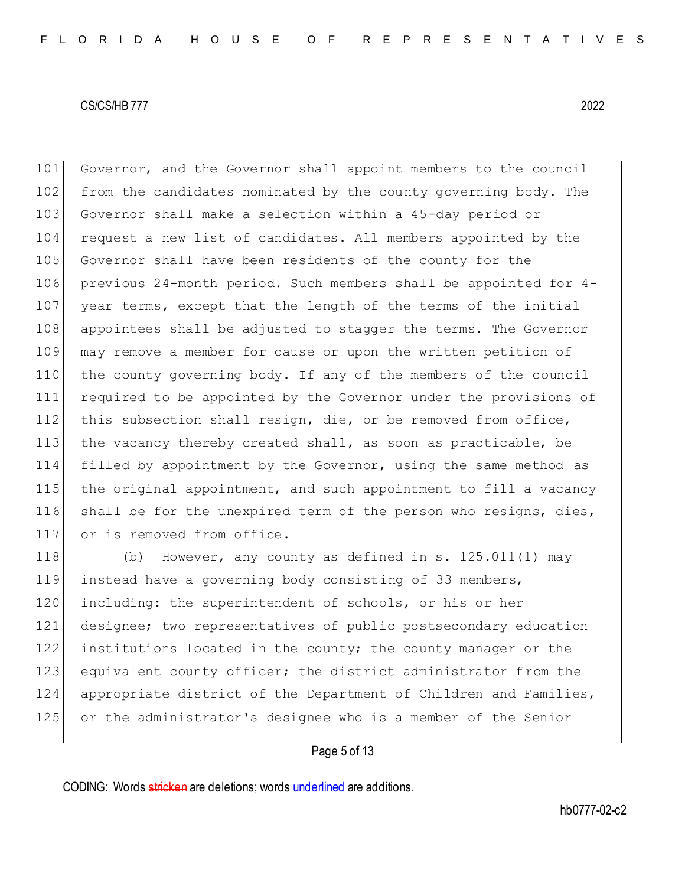Governor, and the Governor shall appoint members to the council from the candidates nominated by the county governing body. The Governor shall make a selection within a 45-day period or request a new list of candidates. All members appointed by the Governor shall have been residents of the county for the previous 24-month period. Such members shall be appointed for 4-year terms, except that the length of the terms of the initial appointees shall be adjusted to stagger the terms. The Governor may remove a member for cause or upon the written petition of the county governing body. If any of the members of the council required to be appointed by the Governor under the provisions of this subsection shall resign, die, or be removed from office, the vacancy thereby created shall, as soon as practicable, be filled by appointment by the Governor, using the same method as the original appointment, and such appointment to fill a vacancy shall be for the unexpired term of the person who resigns, dies, or is removed from office.

(b) However, any county as defined in s. 125.011(1) may instead have a governing body consisting of 33 members, including: the superintendent of schools, or his or her designee; two representatives of public postsecondary education institutions located in the county; the county manager or the equivalent county officer; the district administrator from the appropriate district of the Department of Children and Families, or the administrator's designee who is a member of the Senior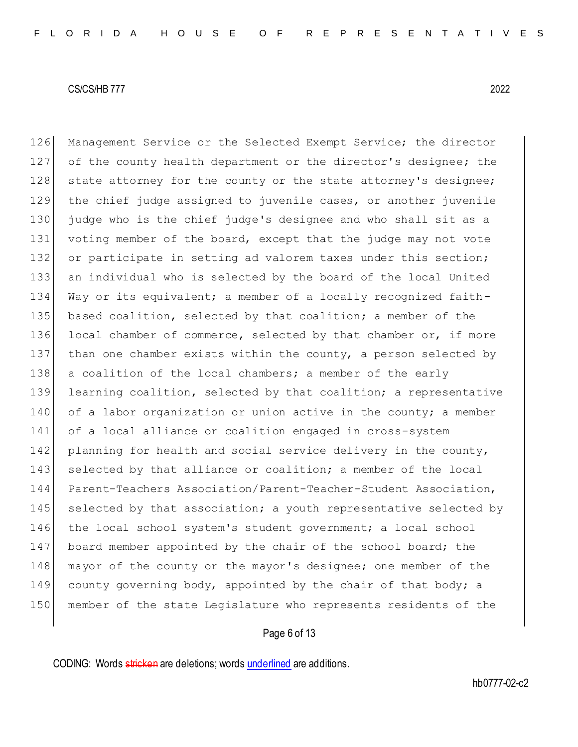Management Service or the Selected Exempt Service; the director of the county health department or the director's designee; the state attorney for the county or the state attorney's designee; the chief judge assigned to juvenile cases, or another juvenile judge who is the chief judge's designee and who shall sit as a voting member of the board, except that the judge may not vote or participate in setting ad valorem taxes under this section; an individual who is selected by the board of the local United Way or its equivalent; a member of a locally recognized faith-based coalition, selected by that coalition; a member of the local chamber of commerce, selected by that chamber or, if more than one chamber exists within the county, a person selected by a coalition of the local chambers; a member of the early learning coalition, selected by that coalition; a representative of a labor organization or union active in the county; a member of a local alliance or coalition engaged in cross-system planning for health and social service delivery in the county, selected by that alliance or coalition; a member of the local Parent-Teachers Association/Parent-Teacher-Student Association, selected by that association; a youth representative selected by the local school system's student government; a local school board member appointed by the chair of the school board; the mayor of the county or the mayor's designee; one member of the county governing body, appointed by the chair of that body; a member of the state Legislature who represents residents of the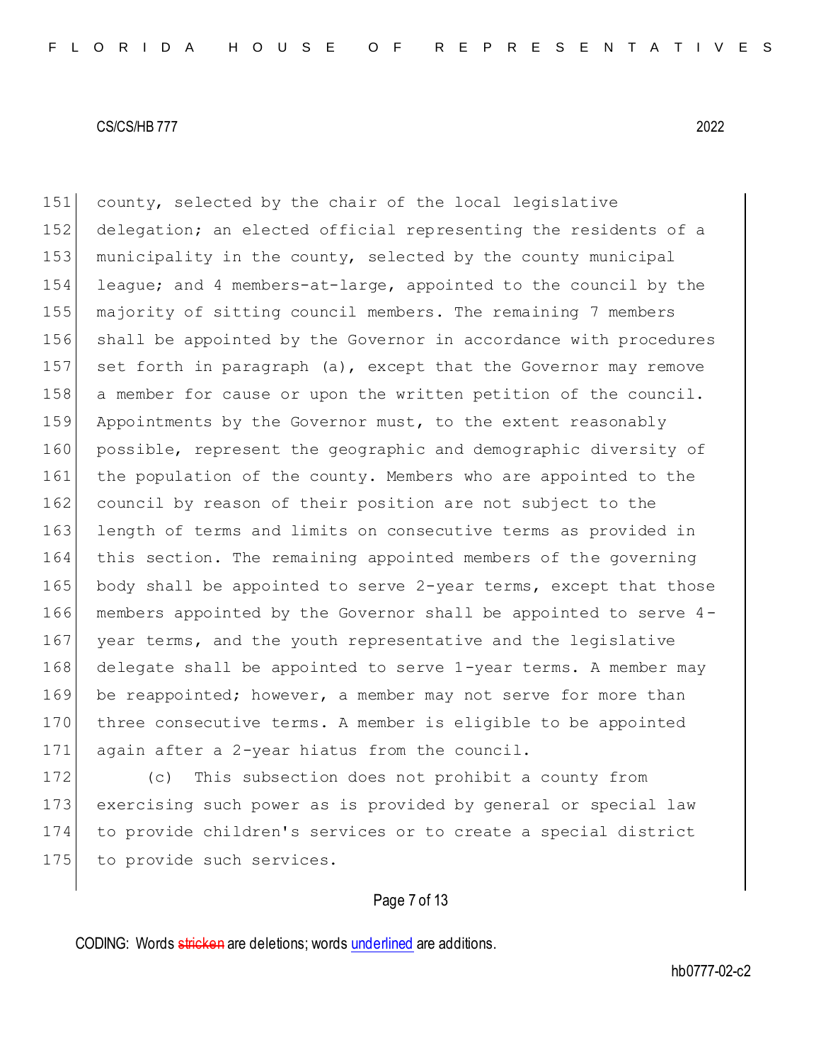county, selected by the chair of the local legislative delegation; an elected official representing the residents of a municipality in the county, selected by the county municipal league; and 4 members-at-large, appointed to the council by the majority of sitting council members. The remaining 7 members shall be appointed by the Governor in accordance with procedures set forth in paragraph (a), except that the Governor may remove a member for cause or upon the written petition of the council. Appointments by the Governor must, to the extent reasonably possible, represent the geographic and demographic diversity of the population of the county. Members who are appointed to the council by reason of their position are not subject to the length of terms and limits on consecutive terms as provided in this section. The remaining appointed members of the governing body shall be appointed to serve 2-year terms, except that those members appointed by the Governor shall be appointed to serve 4-year terms, and the youth representative and the legislative delegate shall be appointed to serve 1-year terms. A member may be reappointed; however, a member may not serve for more than three consecutive terms. A member is eligible to be appointed again after a 2-year hiatus from the council.

(c) This subsection does not prohibit a county from exercising such power as is provided by general or special law to provide children's services or to create a special district to provide such services.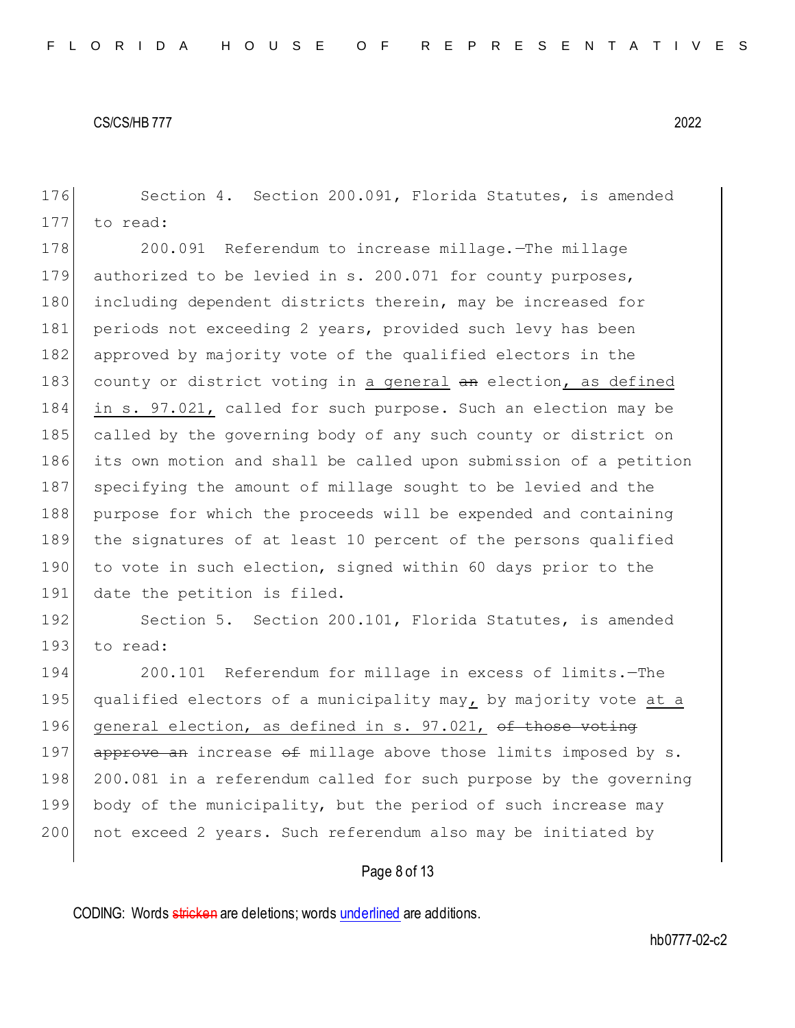Section 4. Section 200.091, Florida Statutes, is amended to read:

200.091 Referendum to increase millage.—The millage authorized to be levied in s. 200.071 for county purposes, including dependent districts therein, may be increased for periods not exceeding 2 years, provided such levy has been approved by majority vote of the qualified electors in the county or district voting in <u>a general</u> ~~an~~ election<u>, as defined in s. 97.021,</u> called for such purpose. Such an election may be called by the governing body of any such county or district on its own motion and shall be called upon submission of a petition specifying the amount of millage sought to be levied and the purpose for which the proceeds will be expended and containing the signatures of at least 10 percent of the persons qualified to vote in such election, signed within 60 days prior to the date the petition is filed.

Section 5. Section 200.101, Florida Statutes, is amended to read:

200.101 Referendum for millage in excess of limits.—The qualified electors of a municipality may<u>,</u> by majority vote <u>at a general election, as defined in s. 97.021,</u> ~~of those voting approve an~~ increase ~~of~~ millage above those limits imposed by s. 200.081 in a referendum called for such purpose by the governing body of the municipality, but the period of such increase may not exceed 2 years. Such referendum also may be initiated by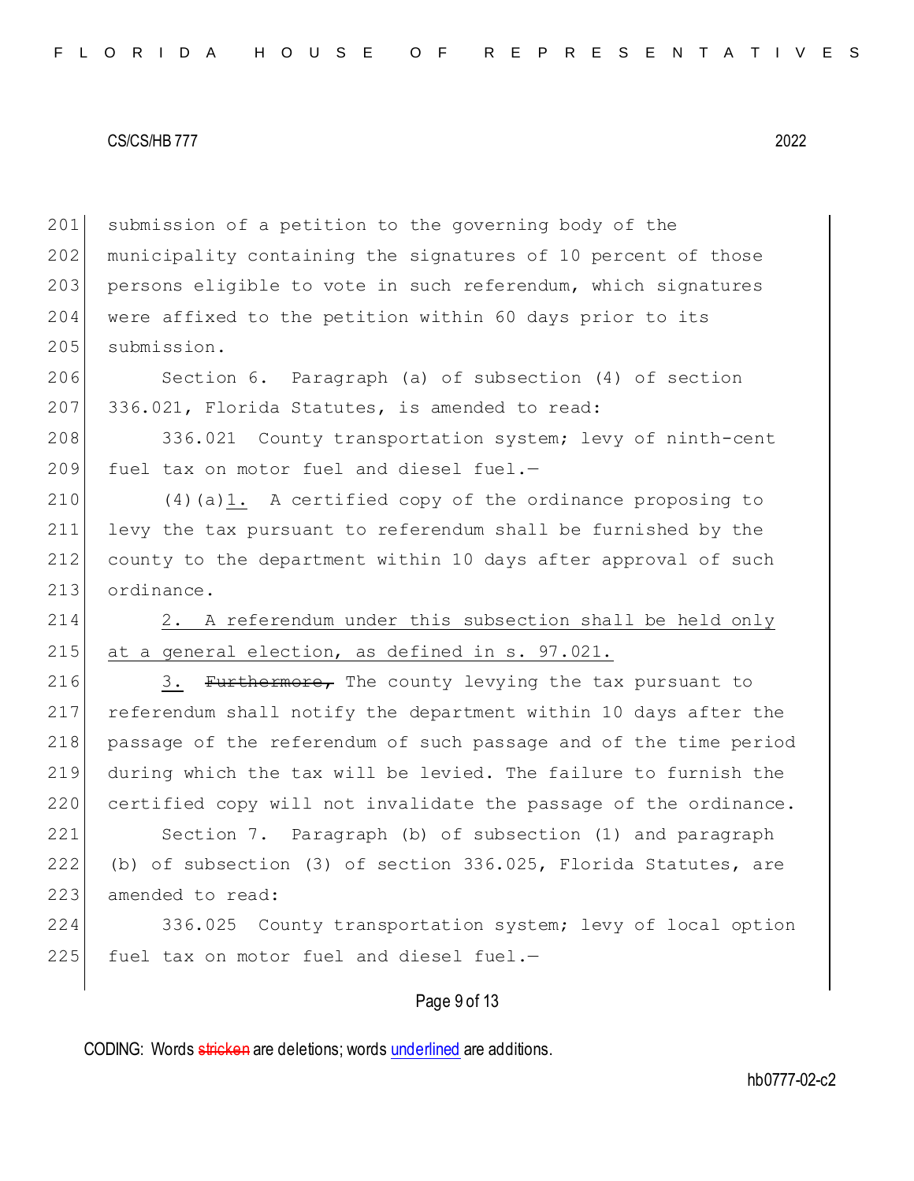submission of a petition to the governing body of the municipality containing the signatures of 10 percent of those persons eligible to vote in such referendum, which signatures were affixed to the petition within 60 days prior to its submission.

Section 6. Paragraph (a) of subsection (4) of section 336.021, Florida Statutes, is amended to read:

336.021 County transportation system; levy of ninth-cent fuel tax on motor fuel and diesel fuel.—

(4)(a)<u>1.</u> A certified copy of the ordinance proposing to levy the tax pursuant to referendum shall be furnished by the county to the department within 10 days after approval of such ordinance.

<u>2. A referendum under this subsection shall be held only at a general election, as defined in s. 97.021.</u>

<u>3.</u> ~~Furthermore,~~ The county levying the tax pursuant to referendum shall notify the department within 10 days after the passage of the referendum of such passage and of the time period during which the tax will be levied. The failure to furnish the certified copy will not invalidate the passage of the ordinance.

Section 7. Paragraph (b) of subsection (1) and paragraph (b) of subsection (3) of section 336.025, Florida Statutes, are amended to read:

336.025 County transportation system; levy of local option fuel tax on motor fuel and diesel fuel.—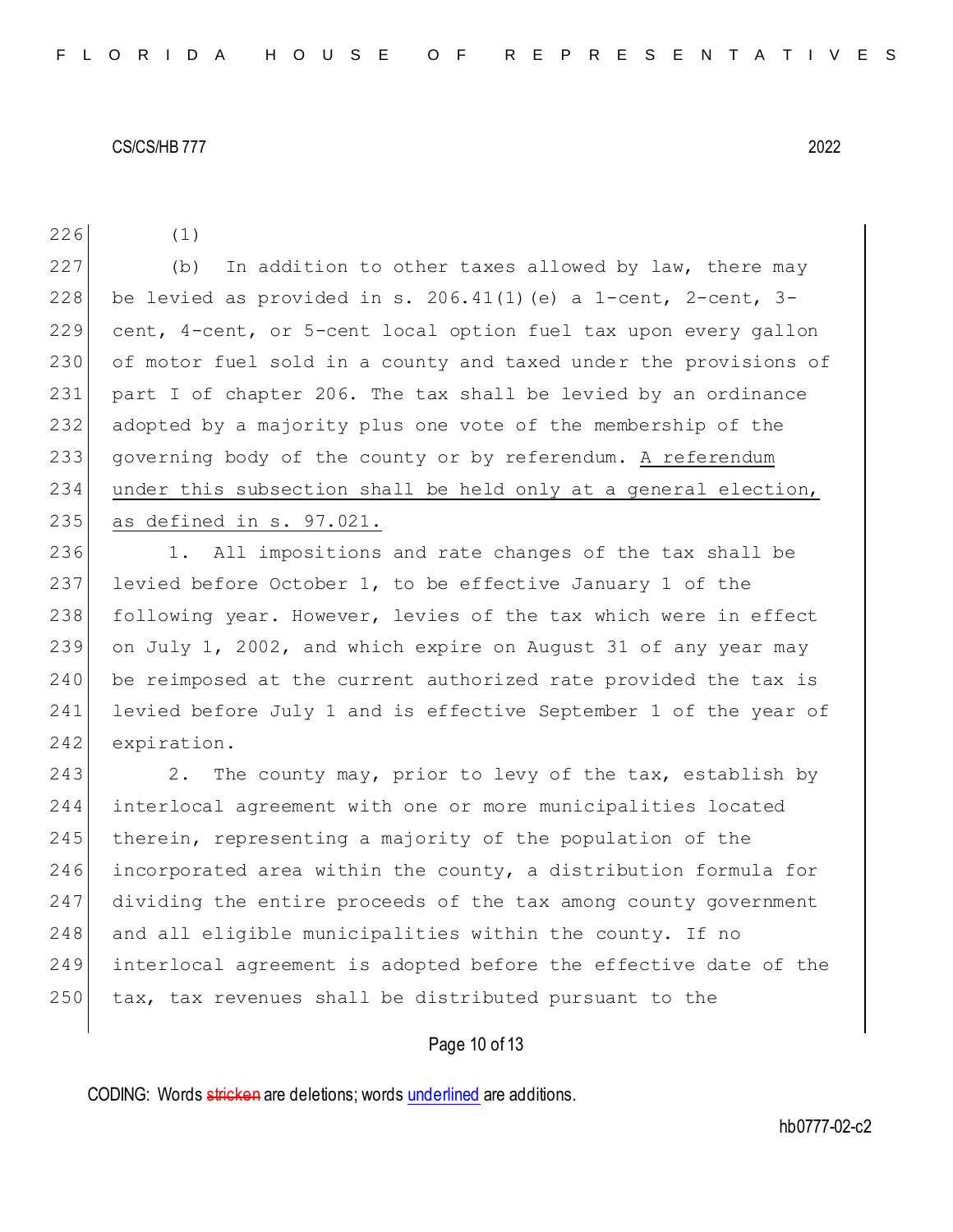(1)

(b) In addition to other taxes allowed by law, there may be levied as provided in s. 206.41(1)(e) a 1-cent, 2-cent, 3-cent, 4-cent, or 5-cent local option fuel tax upon every gallon of motor fuel sold in a county and taxed under the provisions of part I of chapter 206. The tax shall be levied by an ordinance adopted by a majority plus one vote of the membership of the governing body of the county or by referendum. <u>A referendum under this subsection shall be held only at a general election, as defined in s. 97.021.</u>

1. All impositions and rate changes of the tax shall be levied before October 1, to be effective January 1 of the following year. However, levies of the tax which were in effect on July 1, 2002, and which expire on August 31 of any year may be reimposed at the current authorized rate provided the tax is levied before July 1 and is effective September 1 of the year of expiration.

2. The county may, prior to levy of the tax, establish by interlocal agreement with one or more municipalities located therein, representing a majority of the population of the incorporated area within the county, a distribution formula for dividing the entire proceeds of the tax among county government and all eligible municipalities within the county. If no interlocal agreement is adopted before the effective date of the tax, tax revenues shall be distributed pursuant to the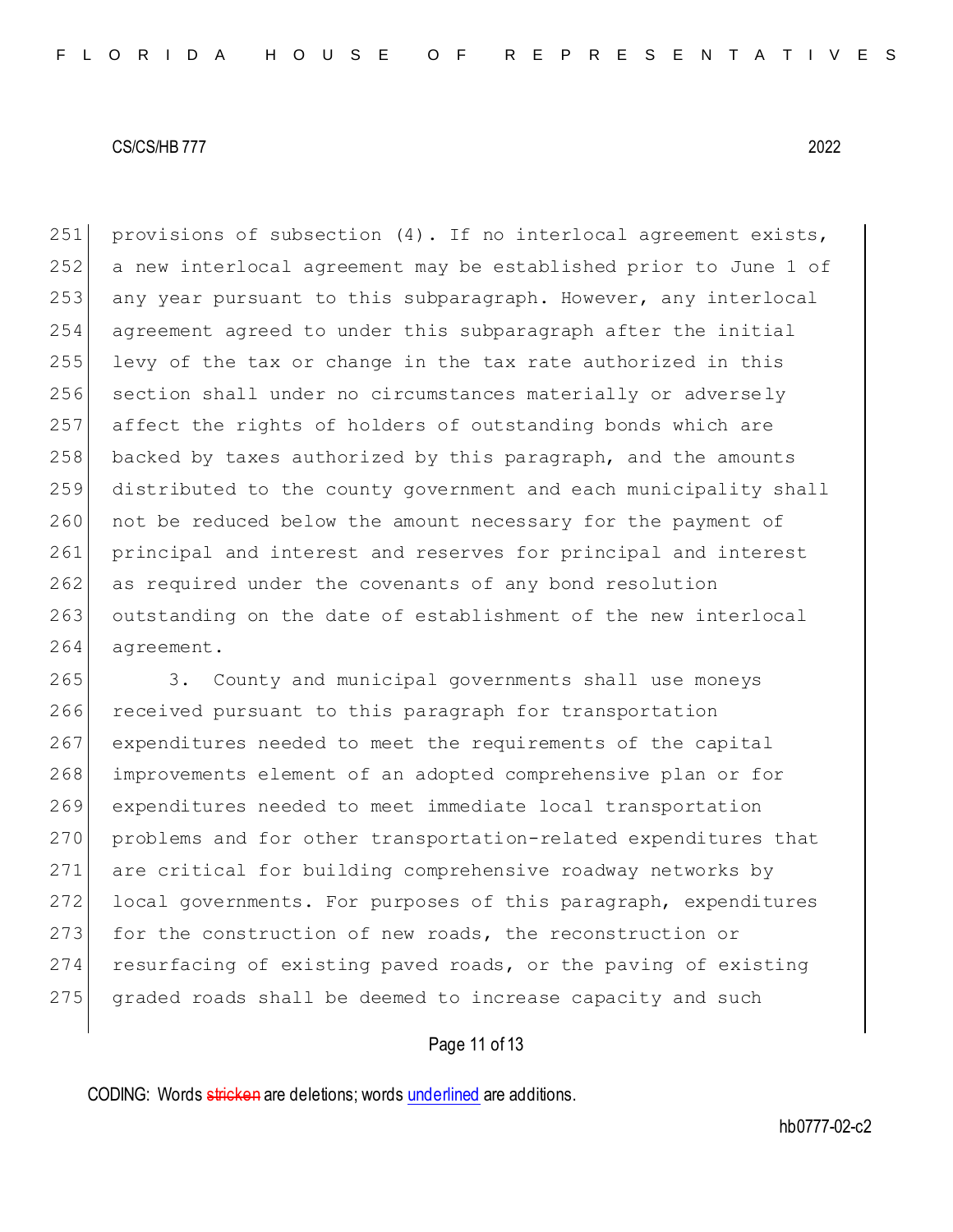provisions of subsection (4). If no interlocal agreement exists, a new interlocal agreement may be established prior to June 1 of any year pursuant to this subparagraph. However, any interlocal agreement agreed to under this subparagraph after the initial levy of the tax or change in the tax rate authorized in this section shall under no circumstances materially or adversely affect the rights of holders of outstanding bonds which are backed by taxes authorized by this paragraph, and the amounts distributed to the county government and each municipality shall not be reduced below the amount necessary for the payment of principal and interest and reserves for principal and interest as required under the covenants of any bond resolution outstanding on the date of establishment of the new interlocal agreement.

3. County and municipal governments shall use moneys received pursuant to this paragraph for transportation expenditures needed to meet the requirements of the capital improvements element of an adopted comprehensive plan or for expenditures needed to meet immediate local transportation problems and for other transportation-related expenditures that are critical for building comprehensive roadway networks by local governments. For purposes of this paragraph, expenditures for the construction of new roads, the reconstruction or resurfacing of existing paved roads, or the paving of existing graded roads shall be deemed to increase capacity and such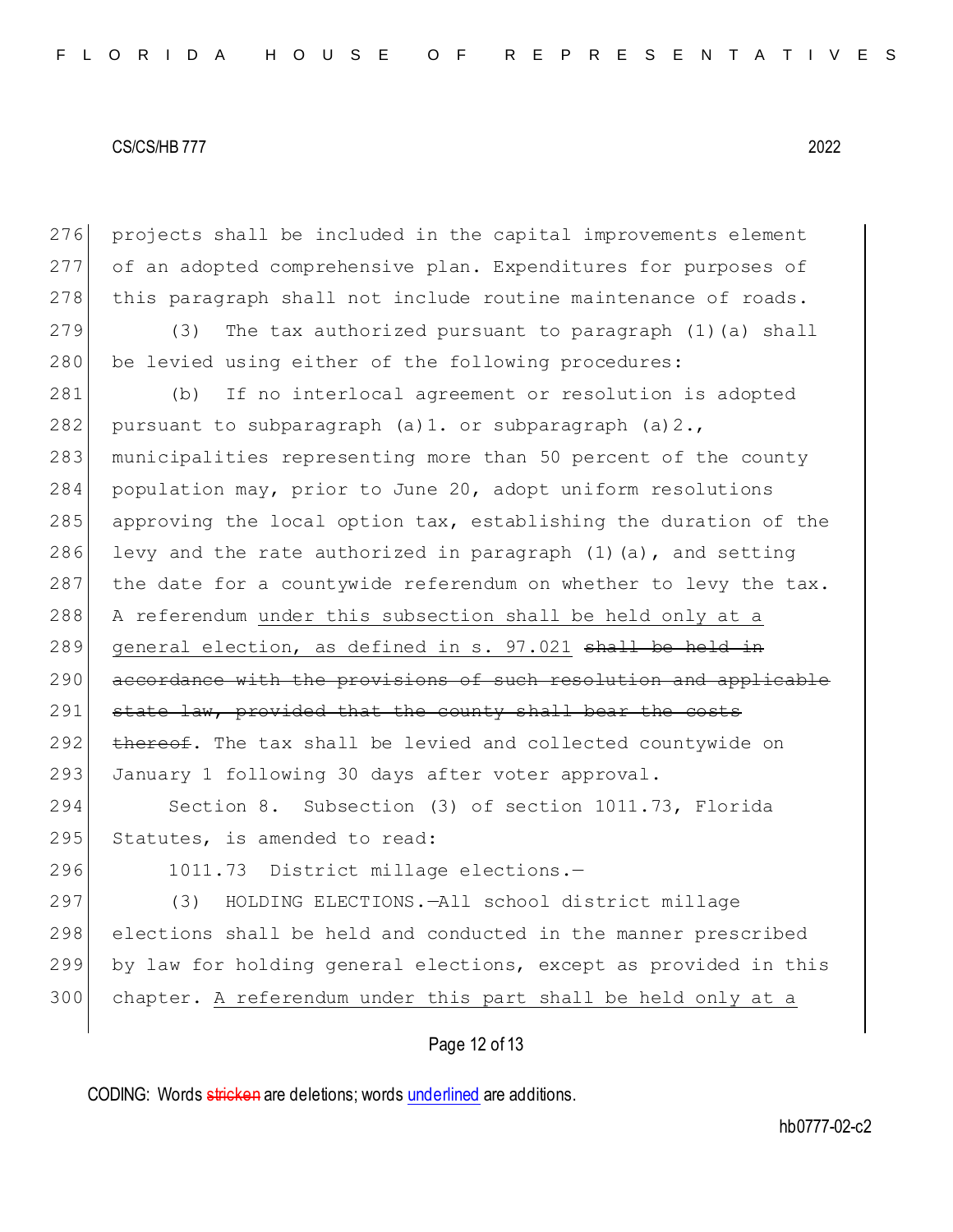projects shall be included in the capital improvements element of an adopted comprehensive plan. Expenditures for purposes of this paragraph shall not include routine maintenance of roads.

(3) The tax authorized pursuant to paragraph (1)(a) shall be levied using either of the following procedures:

(b) If no interlocal agreement or resolution is adopted pursuant to subparagraph (a)1. or subparagraph (a)2., municipalities representing more than 50 percent of the county population may, prior to June 20, adopt uniform resolutions approving the local option tax, establishing the duration of the levy and the rate authorized in paragraph (1)(a), and setting the date for a countywide referendum on whether to levy the tax. A referendum <u>under this subsection shall be held only at a general election, as defined in s. 97.021</u> ~~shall be held in accordance with the provisions of such resolution and applicable state law, provided that the county shall bear the costs thereof~~. The tax shall be levied and collected countywide on January 1 following 30 days after voter approval.

Section 8. Subsection (3) of section 1011.73, Florida Statutes, is amended to read:

1011.73 District millage elections.—

(3) HOLDING ELECTIONS.—All school district millage elections shall be held and conducted in the manner prescribed by law for holding general elections, except as provided in this chapter. <u>A referendum under this part shall be held only at a</u>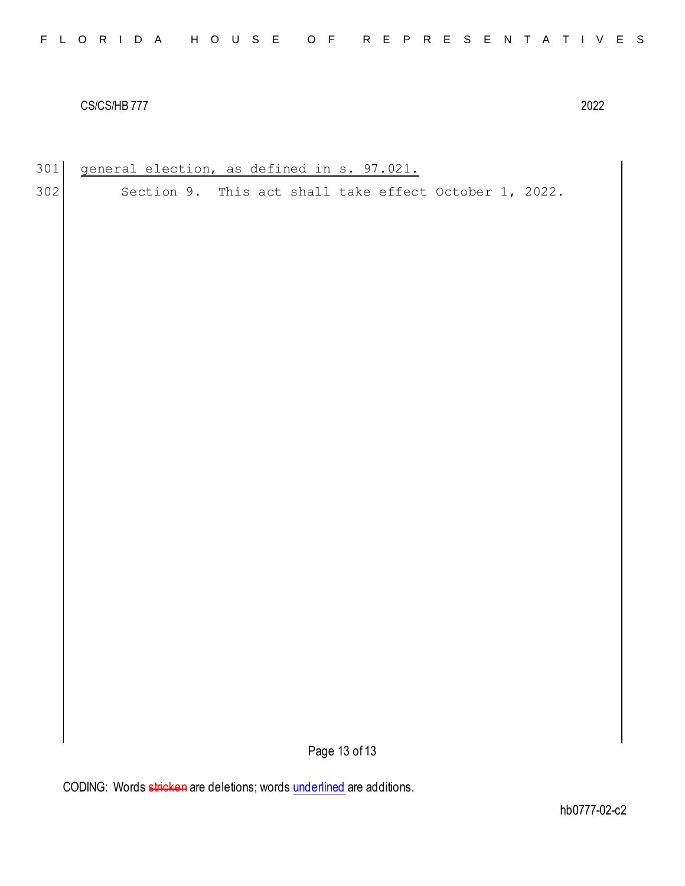301 <u>general election, as defined in s. 97.021.</u>

302 Section 9. This act shall take effect October 1, 2022.

CODING: Words ~~stricken~~ are deletions; words <u>underlined</u> are additions.